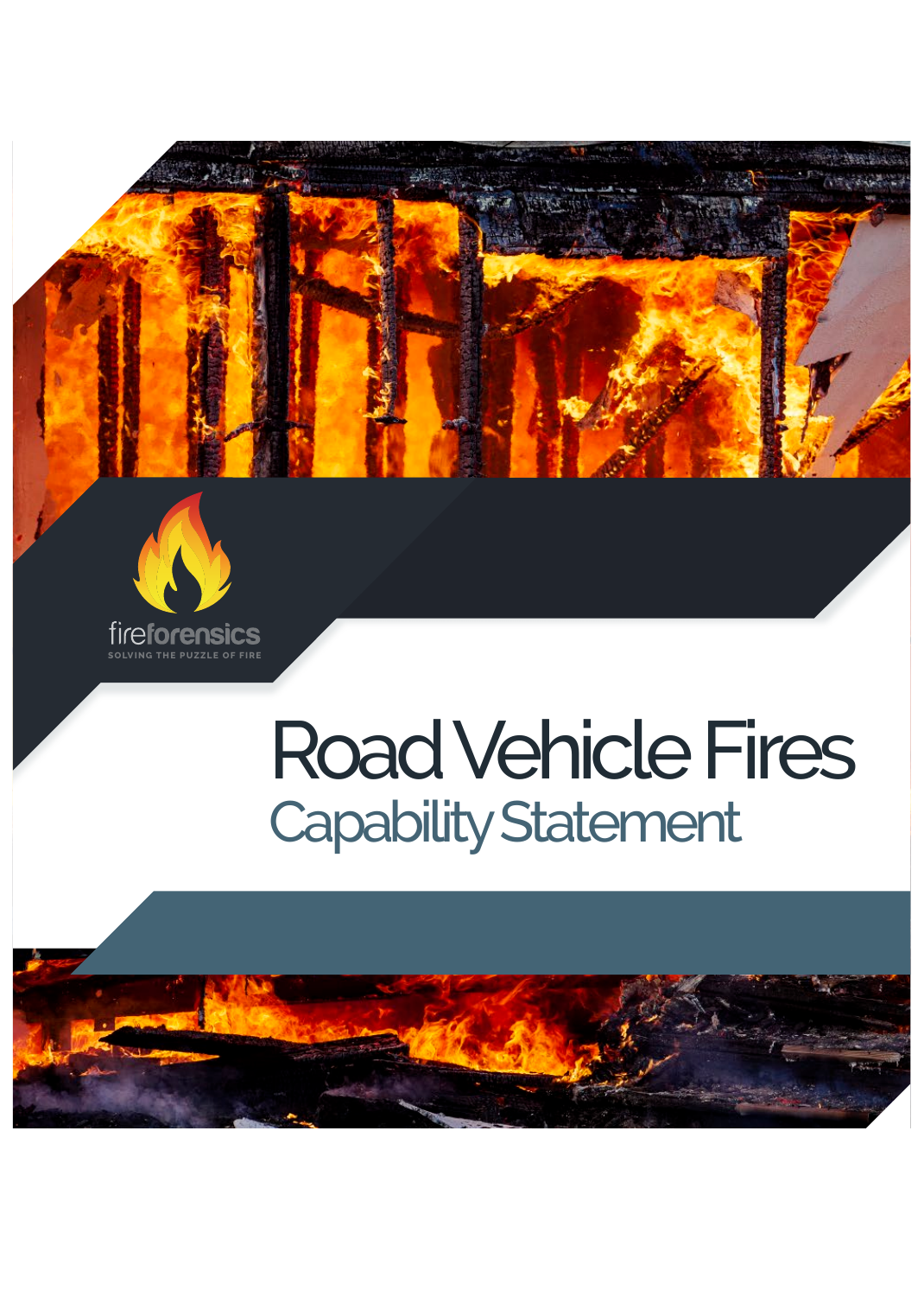fireforensics

SOLVING THE PUZZLE OF FIRE

# Road Vehicle Fires

## Capability Statement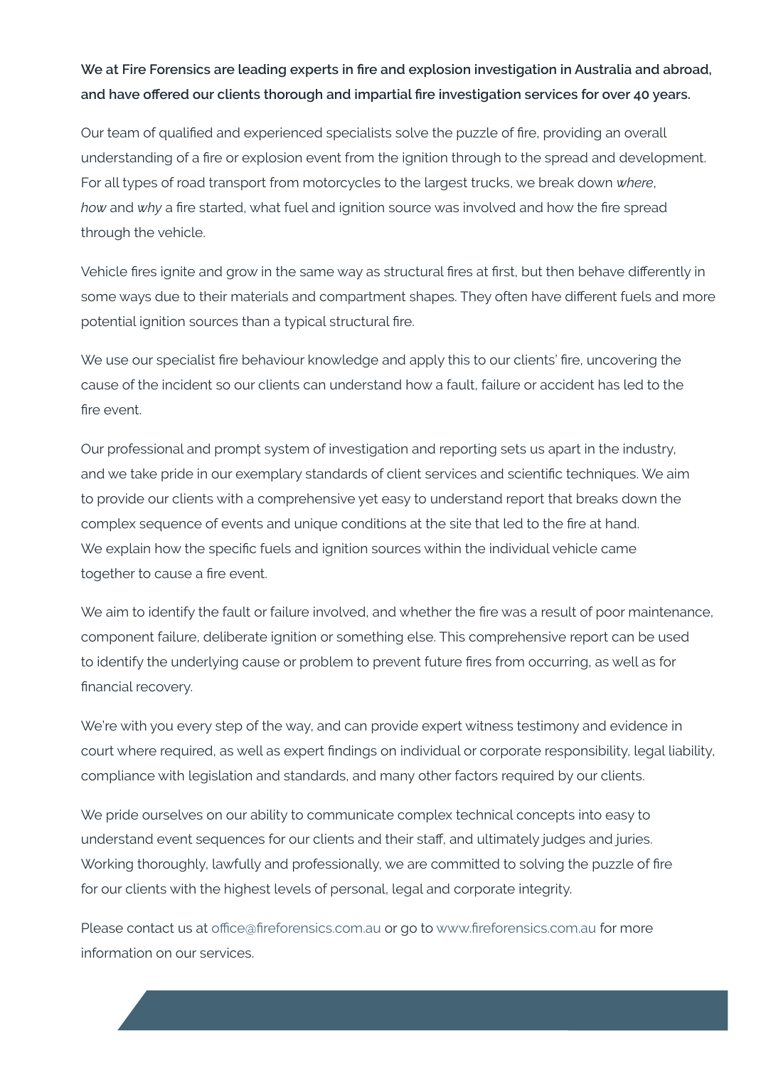**We at Fire Forensics are leading experts in fire and explosion investigation in Australia and abroad, and have offered our clients thorough and impartial fire investigation services for over 40 years.**

Our team of qualified and experienced specialists solve the puzzle of fire, providing an overall understanding of a fire or explosion event from the ignition through to the spread and development. For all types of road transport from motorcycles to the largest trucks, we break down *where*, *how* and *why* a fire started, what fuel and ignition source was involved and how the fire spread through the vehicle.

Vehicle fires ignite and grow in the same way as structural fires at first, but then behave differently in some ways due to their materials and compartment shapes. They often have different fuels and more potential ignition sources than a typical structural fire.

We use our specialist fire behaviour knowledge and apply this to our clients' fire, uncovering the cause of the incident so our clients can understand how a fault, failure or accident has led to the fire event.

Our professional and prompt system of investigation and reporting sets us apart in the industry, and we take pride in our exemplary standards of client services and scientific techniques. We aim to provide our clients with a comprehensive yet easy to understand report that breaks down the complex sequence of events and unique conditions at the site that led to the fire at hand. We explain how the specific fuels and ignition sources within the individual vehicle came together to cause a fire event.

We aim to identify the fault or failure involved, and whether the fire was a result of poor maintenance, component failure, deliberate ignition or something else. This comprehensive report can be used to identify the underlying cause or problem to prevent future fires from occurring, as well as for financial recovery.

We're with you every step of the way, and can provide expert witness testimony and evidence in court where required, as well as expert findings on individual or corporate responsibility, legal liability, compliance with legislation and standards, and many other factors required by our clients.

We pride ourselves on our ability to communicate complex technical concepts into easy to understand event sequences for our clients and their staff, and ultimately judges and juries. Working thoroughly, lawfully and professionally, we are committed to solving the puzzle of fire for our clients with the highest levels of personal, legal and corporate integrity.

Please contact us at office@fireforensics.com.au or go to www.fireforensics.com.au for more information on our services.